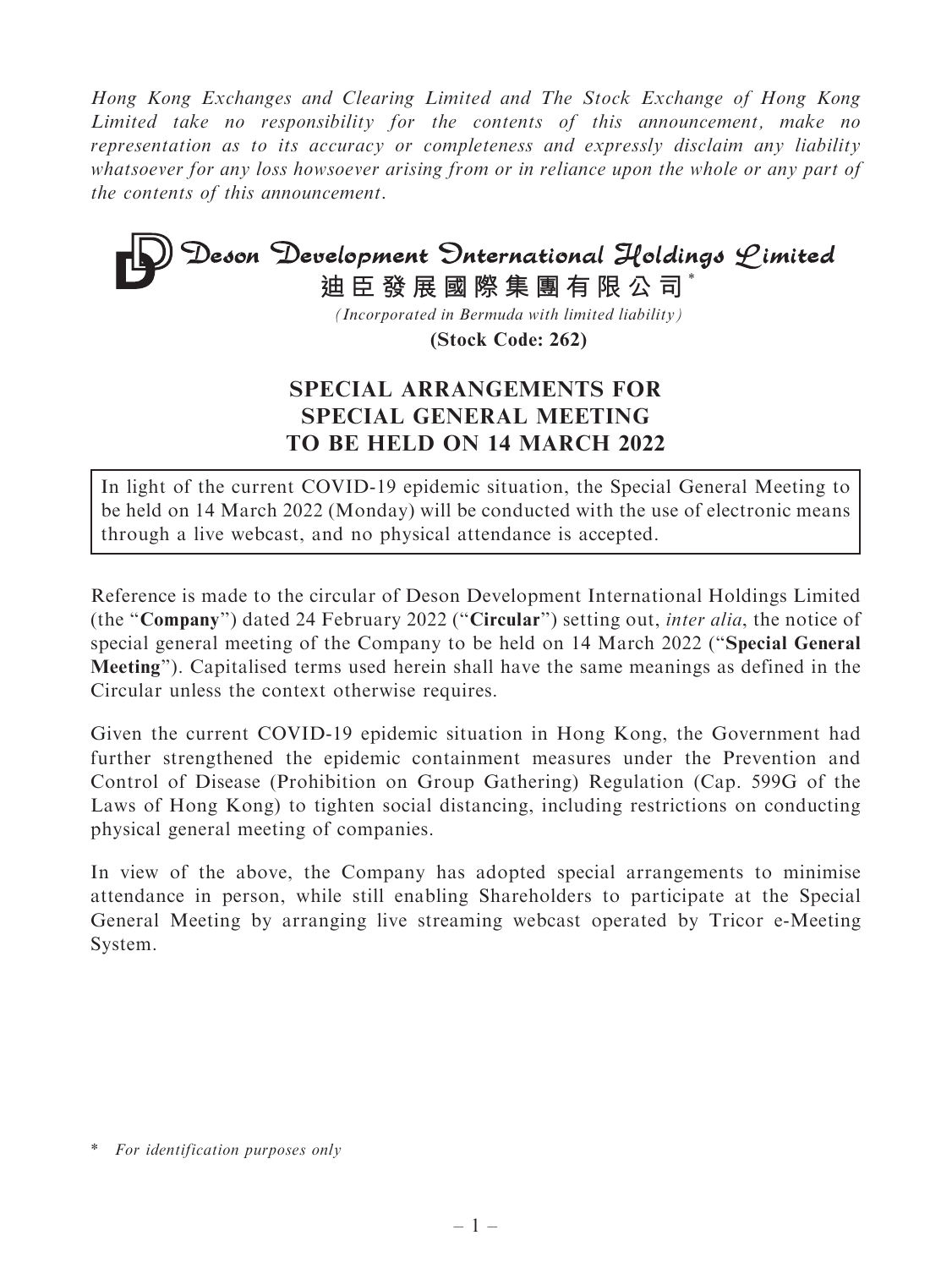*Hong Kong Exchanges and Clearing Limited and The Stock Exchange of Hong Kong Limited take no responsibility for the contents of this announcement, make no representation as to its accuracy or completeness and expressly disclaim any liability whatsoever for any loss howsoever arising from or in reliance upon the whole or any part of the contents of this announcement.*

# Deson Development International Holdings Limited

**迪臣發展國際集團有限公司*\***

*(Incorporated in Bermuda with limited liability)*

**(Stock Code: 262)**

## SPECIAL ARRANGEMENTS FOR SPECIAL GENERAL MEETING TO BE HELD ON 14 MARCH 2022

In light of the current COVID-19 epidemic situation, the Special General Meeting to be held on 14 March 2022 (Monday) will be conducted with the use of electronic means through a live webcast, and no physical attendance is accepted.

Reference is made to the circular of Deson Development International Holdings Limited (the "**Company**") dated 24 February 2022 ("**Circular**") setting out, *inter alia*, the notice of special general meeting of the Company to be held on 14 March 2022 ("**Special General Meeting**"). Capitalised terms used herein shall have the same meanings as defined in the Circular unless the context otherwise requires.

Given the current COVID-19 epidemic situation in Hong Kong, the Government had further strengthened the epidemic containment measures under the Prevention and Control of Disease (Prohibition on Group Gathering) Regulation (Cap. 599G of the Laws of Hong Kong) to tighten social distancing, including restrictions on conducting physical general meeting of companies.

In view of the above, the Company has adopted special arrangements to minimise attendance in person, while still enabling Shareholders to participate at the Special General Meeting by arranging live streaming webcast operated by Tricor e-Meeting System.

\* *For identification purposes only*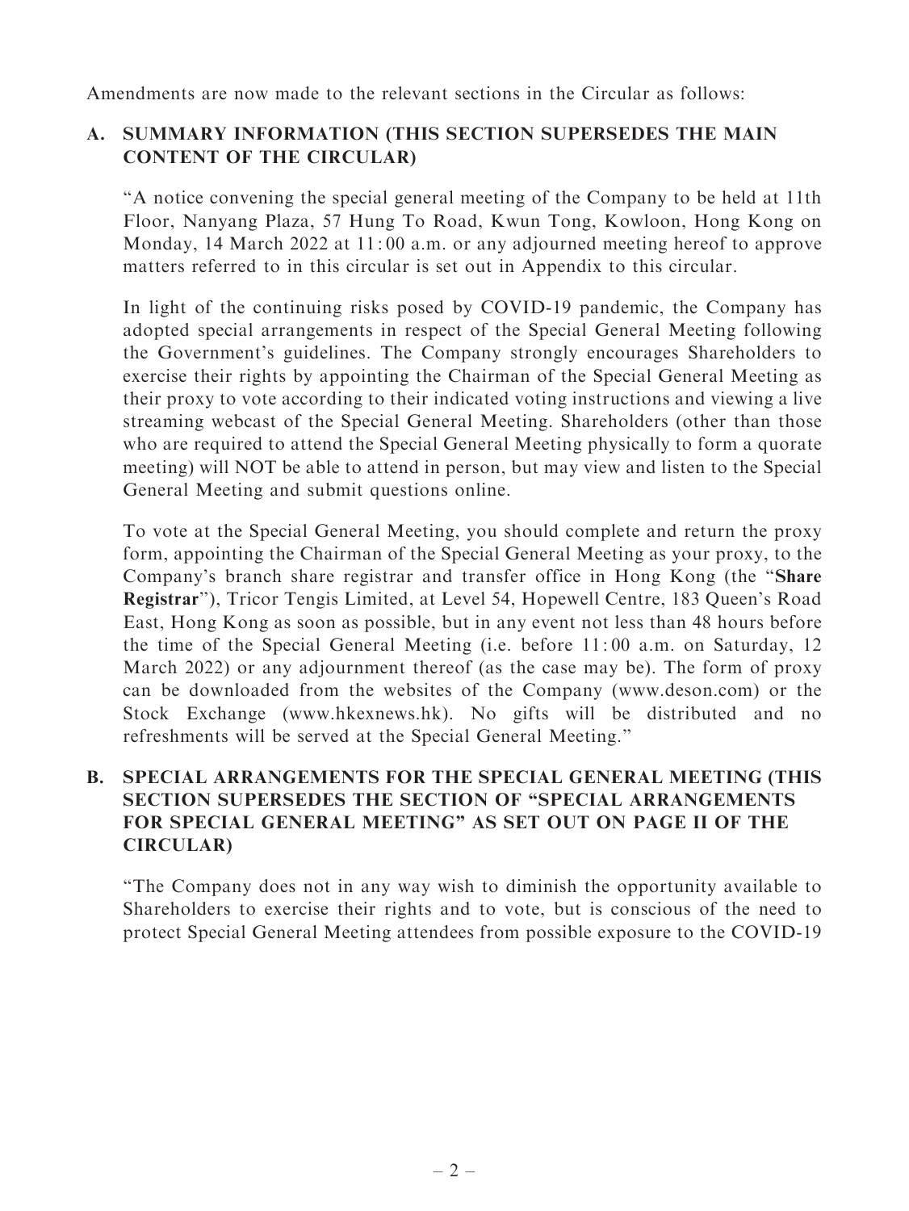Amendments are now made to the relevant sections in the Circular as follows:

## A. SUMMARY INFORMATION (THIS SECTION SUPERSEDES THE MAIN CONTENT OF THE CIRCULAR)

"A notice convening the special general meeting of the Company to be held at 11th Floor, Nanyang Plaza, 57 Hung To Road, Kwun Tong, Kowloon, Hong Kong on Monday, 14 March 2022 at 11:00 a.m. or any adjourned meeting hereof to approve matters referred to in this circular is set out in Appendix to this circular.

In light of the continuing risks posed by COVID-19 pandemic, the Company has adopted special arrangements in respect of the Special General Meeting following the Government's guidelines. The Company strongly encourages Shareholders to exercise their rights by appointing the Chairman of the Special General Meeting as their proxy to vote according to their indicated voting instructions and viewing a live streaming webcast of the Special General Meeting. Shareholders (other than those who are required to attend the Special General Meeting physically to form a quorate meeting) will NOT be able to attend in person, but may view and listen to the Special General Meeting and submit questions online.

To vote at the Special General Meeting, you should complete and return the proxy form, appointing the Chairman of the Special General Meeting as your proxy, to the Company's branch share registrar and transfer office in Hong Kong (the "**Share Registrar**"), Tricor Tengis Limited, at Level 54, Hopewell Centre, 183 Queen's Road East, Hong Kong as soon as possible, but in any event not less than 48 hours before the time of the Special General Meeting (i.e. before 11:00 a.m. on Saturday, 12 March 2022) or any adjournment thereof (as the case may be). The form of proxy can be downloaded from the websites of the Company (www.deson.com) or the Stock Exchange (www.hkexnews.hk). No gifts will be distributed and no refreshments will be served at the Special General Meeting."

## B. SPECIAL ARRANGEMENTS FOR THE SPECIAL GENERAL MEETING (THIS SECTION SUPERSEDES THE SECTION OF "SPECIAL ARRANGEMENTS FOR SPECIAL GENERAL MEETING" AS SET OUT ON PAGE II OF THE CIRCULAR)

"The Company does not in any way wish to diminish the opportunity available to Shareholders to exercise their rights and to vote, but is conscious of the need to protect Special General Meeting attendees from possible exposure to the COVID-19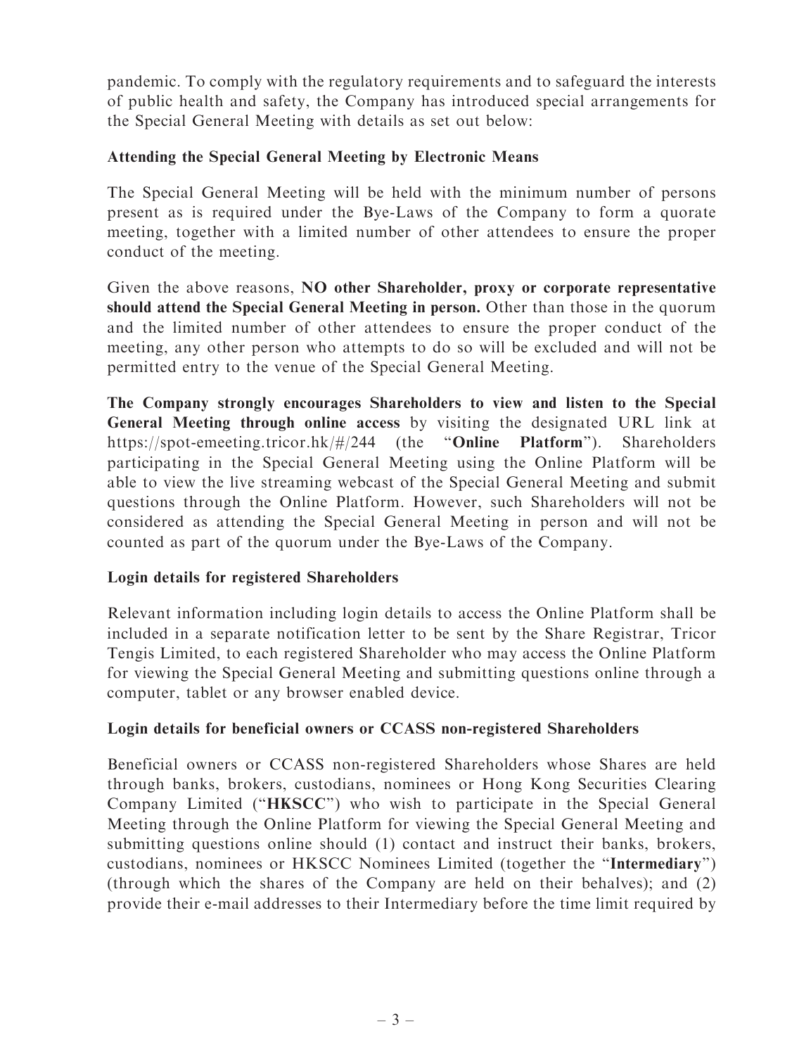pandemic. To comply with the regulatory requirements and to safeguard the interests of public health and safety, the Company has introduced special arrangements for the Special General Meeting with details as set out below:

**Attending the Special General Meeting by Electronic Means**

The Special General Meeting will be held with the minimum number of persons present as is required under the Bye-Laws of the Company to form a quorate meeting, together with a limited number of other attendees to ensure the proper conduct of the meeting.

Given the above reasons, **NO other Shareholder, proxy or corporate representative should attend the Special General Meeting in person.** Other than those in the quorum and the limited number of other attendees to ensure the proper conduct of the meeting, any other person who attempts to do so will be excluded and will not be permitted entry to the venue of the Special General Meeting.

**The Company strongly encourages Shareholders to view and listen to the Special General Meeting through online access** by visiting the designated URL link at https://spot-emeeting.tricor.hk/#/244 (the "**Online Platform**"). Shareholders participating in the Special General Meeting using the Online Platform will be able to view the live streaming webcast of the Special General Meeting and submit questions through the Online Platform. However, such Shareholders will not be considered as attending the Special General Meeting in person and will not be counted as part of the quorum under the Bye-Laws of the Company.

**Login details for registered Shareholders**

Relevant information including login details to access the Online Platform shall be included in a separate notification letter to be sent by the Share Registrar, Tricor Tengis Limited, to each registered Shareholder who may access the Online Platform for viewing the Special General Meeting and submitting questions online through a computer, tablet or any browser enabled device.

**Login details for beneficial owners or CCASS non-registered Shareholders**

Beneficial owners or CCASS non-registered Shareholders whose Shares are held through banks, brokers, custodians, nominees or Hong Kong Securities Clearing Company Limited ("**HKSCC**") who wish to participate in the Special General Meeting through the Online Platform for viewing the Special General Meeting and submitting questions online should (1) contact and instruct their banks, brokers, custodians, nominees or HKSCC Nominees Limited (together the "**Intermediary**") (through which the shares of the Company are held on their behalves); and (2) provide their e-mail addresses to their Intermediary before the time limit required by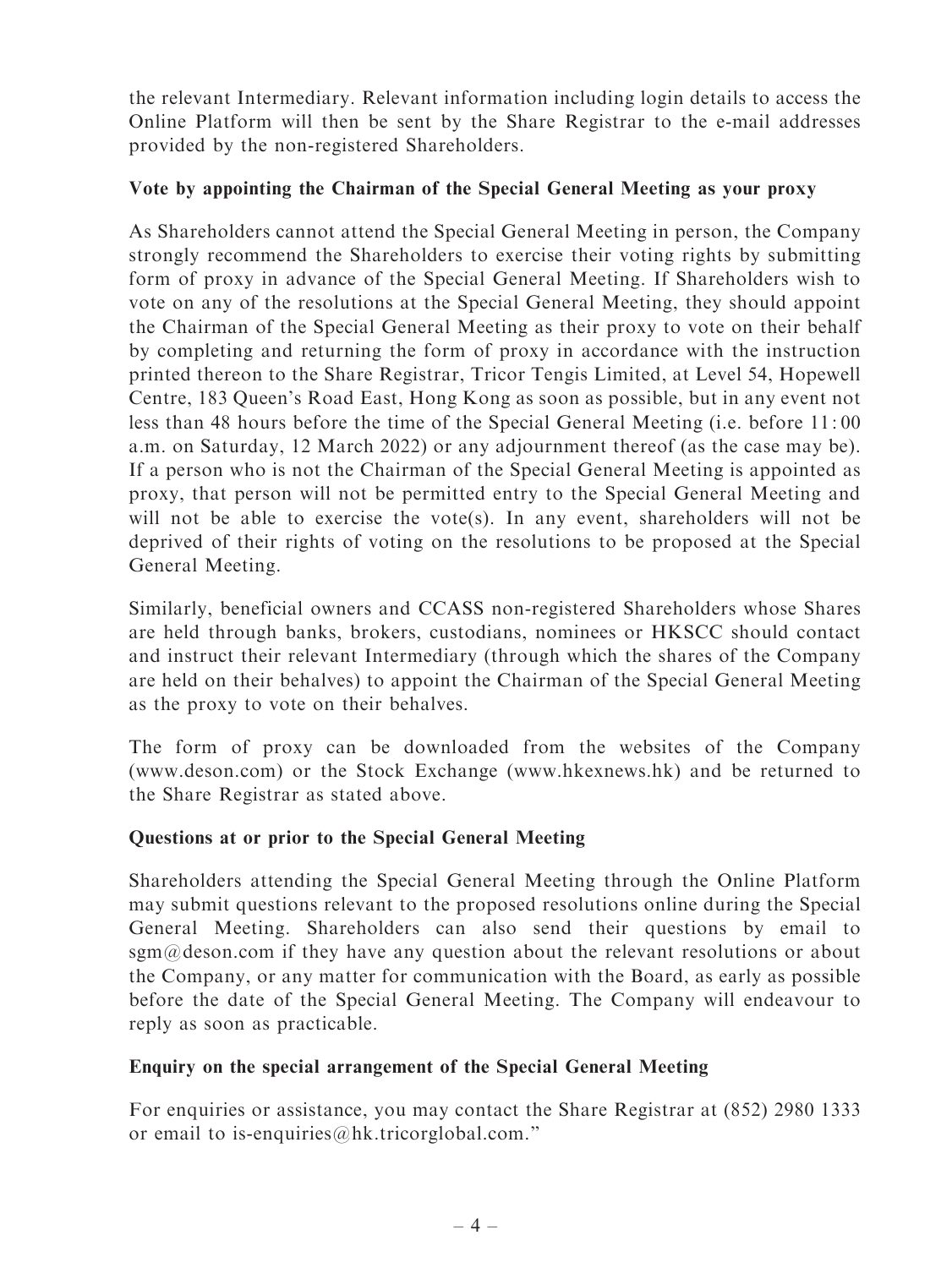the relevant Intermediary. Relevant information including login details to access the Online Platform will then be sent by the Share Registrar to the e-mail addresses provided by the non-registered Shareholders.

**Vote by appointing the Chairman of the Special General Meeting as your proxy**

As Shareholders cannot attend the Special General Meeting in person, the Company strongly recommend the Shareholders to exercise their voting rights by submitting form of proxy in advance of the Special General Meeting. If Shareholders wish to vote on any of the resolutions at the Special General Meeting, they should appoint the Chairman of the Special General Meeting as their proxy to vote on their behalf by completing and returning the form of proxy in accordance with the instruction printed thereon to the Share Registrar, Tricor Tengis Limited, at Level 54, Hopewell Centre, 183 Queen's Road East, Hong Kong as soon as possible, but in any event not less than 48 hours before the time of the Special General Meeting (i.e. before 11:00 a.m. on Saturday, 12 March 2022) or any adjournment thereof (as the case may be). If a person who is not the Chairman of the Special General Meeting is appointed as proxy, that person will not be permitted entry to the Special General Meeting and will not be able to exercise the vote(s). In any event, shareholders will not be deprived of their rights of voting on the resolutions to be proposed at the Special General Meeting.

Similarly, beneficial owners and CCASS non-registered Shareholders whose Shares are held through banks, brokers, custodians, nominees or HKSCC should contact and instruct their relevant Intermediary (through which the shares of the Company are held on their behalves) to appoint the Chairman of the Special General Meeting as the proxy to vote on their behalves.

The form of proxy can be downloaded from the websites of the Company (www.deson.com) or the Stock Exchange (www.hkexnews.hk) and be returned to the Share Registrar as stated above.

**Questions at or prior to the Special General Meeting**

Shareholders attending the Special General Meeting through the Online Platform may submit questions relevant to the proposed resolutions online during the Special General Meeting. Shareholders can also send their questions by email to sgm@deson.com if they have any question about the relevant resolutions or about the Company, or any matter for communication with the Board, as early as possible before the date of the Special General Meeting. The Company will endeavour to reply as soon as practicable.

**Enquiry on the special arrangement of the Special General Meeting**

For enquiries or assistance, you may contact the Share Registrar at (852) 2980 1333 or email to is-enquiries@hk.tricorglobal.com."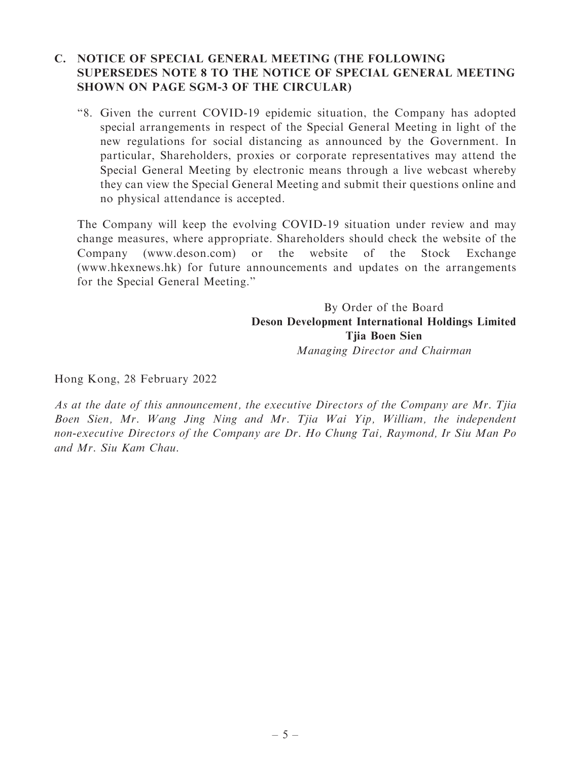## C. NOTICE OF SPECIAL GENERAL MEETING (THE FOLLOWING SUPERSEDES NOTE 8 TO THE NOTICE OF SPECIAL GENERAL MEETING SHOWN ON PAGE SGM-3 OF THE CIRCULAR)

"8. Given the current COVID-19 epidemic situation, the Company has adopted special arrangements in respect of the Special General Meeting in light of the new regulations for social distancing as announced by the Government. In particular, Shareholders, proxies or corporate representatives may attend the Special General Meeting by electronic means through a live webcast whereby they can view the Special General Meeting and submit their questions online and no physical attendance is accepted.

The Company will keep the evolving COVID-19 situation under review and may change measures, where appropriate. Shareholders should check the website of the Company (www.deson.com) or the website of the Stock Exchange (www.hkexnews.hk) for future announcements and updates on the arrangements for the Special General Meeting."

By Order of the Board
**Deson Development International Holdings Limited**
**Tjia Boen Sien**
*Managing Director and Chairman*

Hong Kong, 28 February 2022

*As at the date of this announcement, the executive Directors of the Company are Mr. Tjia Boen Sien, Mr. Wang Jing Ning and Mr. Tjia Wai Yip, William, the independent non-executive Directors of the Company are Dr. Ho Chung Tai, Raymond, Ir Siu Man Po and Mr. Siu Kam Chau.*